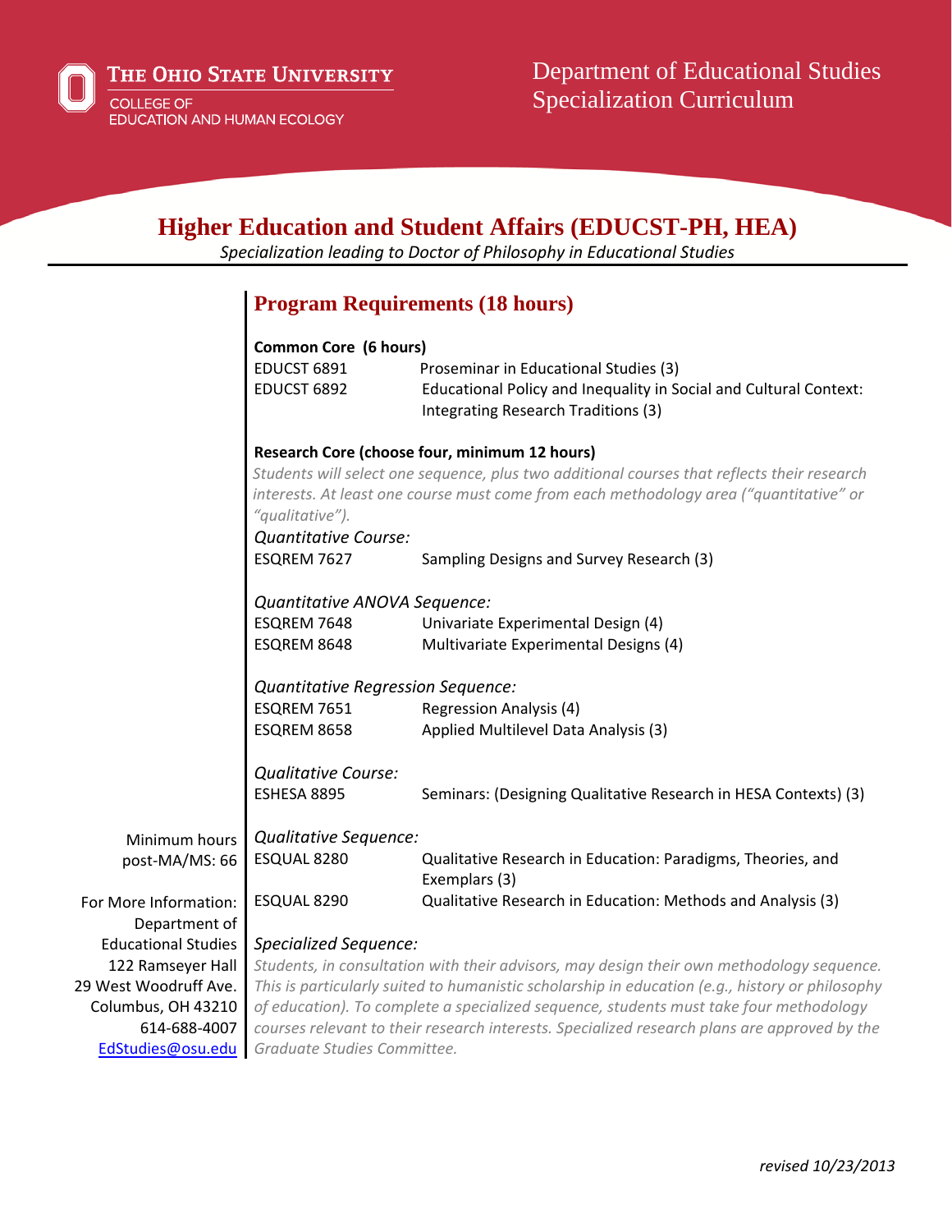The Ohio State University
College of Education and Human Ecology

Department of Educational Studies
Specialization Curriculum

# Higher Education and Student Affairs (EDUCST-PH, HEA)

*Specialization leading to Doctor of Philosophy in Educational Studies*

## Program Requirements (18 hours)

**Common Core (6 hours)**

| | |
|---|---|
| EDUCST 6891 | Proseminar in Educational Studies (3) |
| EDUCST 6892 | Educational Policy and Inequality in Social and Cultural Context: Integrating Research Traditions (3) |

**Research Core (choose four, minimum 12 hours)**

*Students will select one sequence, plus two additional courses that reflects their research interests. At least one course must come from each methodology area ("quantitative" or "qualitative").*

*Quantitative Course:*

| | |
|---|---|
| ESQREM 7627 | Sampling Designs and Survey Research (3) |

*Quantitative ANOVA Sequence:*

| | |
|---|---|
| ESQREM 7648 | Univariate Experimental Design (4) |
| ESQREM 8648 | Multivariate Experimental Designs (4) |

*Quantitative Regression Sequence:*

| | |
|---|---|
| ESQREM 7651 | Regression Analysis (4) |
| ESQREM 8658 | Applied Multilevel Data Analysis (3) |

*Qualitative Course:*

| | |
|---|---|
| ESHESA 8895 | Seminars: (Designing Qualitative Research in HESA Contexts) (3) |

*Qualitative Sequence:*

| | |
|---|---|
| ESQUAL 8280 | Qualitative Research in Education: Paradigms, Theories, and Exemplars (3) |
| ESQUAL 8290 | Qualitative Research in Education: Methods and Analysis (3) |

*Specialized Sequence:*

*Students, in consultation with their advisors, may design their own methodology sequence. This is particularly suited to humanistic scholarship in education (e.g., history or philosophy of education). To complete a specialized sequence, students must take four methodology courses relevant to their research interests. Specialized research plans are approved by the Graduate Studies Committee.*

Minimum hours post-MA/MS: 66

For More Information:
Department of Educational Studies
122 Ramseyer Hall
29 West Woodruff Ave.
Columbus, OH 43210
614-688-4007
EdStudies@osu.edu

*revised 10/23/2013*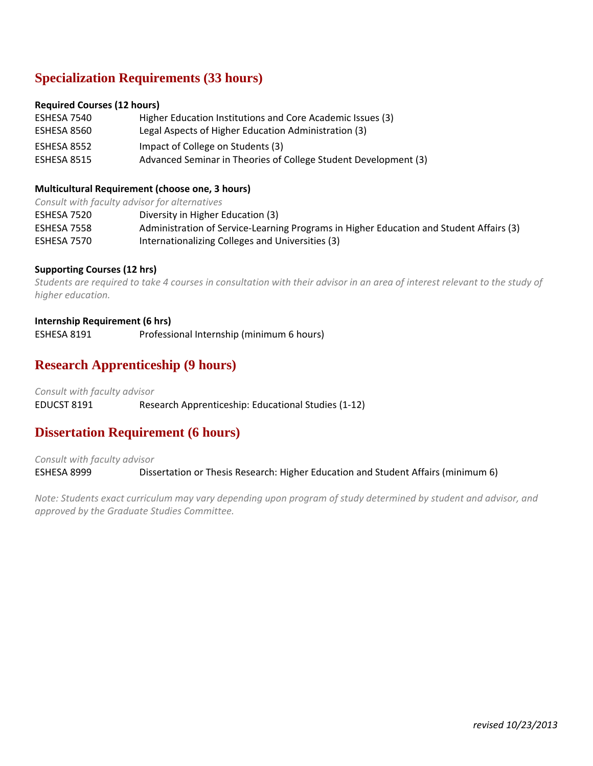## Specialization Requirements (33 hours)

**Required Courses (12 hours)**

| | |
|---|---|
| ESHESA 7540 | Higher Education Institutions and Core Academic Issues (3) |
| ESHESA 8560 | Legal Aspects of Higher Education Administration (3) |
| ESHESA 8552 | Impact of College on Students (3) |
| ESHESA 8515 | Advanced Seminar in Theories of College Student Development (3) |

**Multicultural Requirement (choose one, 3 hours)**

*Consult with faculty advisor for alternatives*

| | |
|---|---|
| ESHESA 7520 | Diversity in Higher Education (3) |
| ESHESA 7558 | Administration of Service-Learning Programs in Higher Education and Student Affairs (3) |
| ESHESA 7570 | Internationalizing Colleges and Universities (3) |

**Supporting Courses (12 hrs)**

*Students are required to take 4 courses in consultation with their advisor in an area of interest relevant to the study of higher education.*

**Internship Requirement (6 hrs)**

| | |
|---|---|
| ESHESA 8191 | Professional Internship (minimum 6 hours) |

## Research Apprenticeship (9 hours)

*Consult with faculty advisor*

| | |
|---|---|
| EDUCST 8191 | Research Apprenticeship: Educational Studies (1-12) |

## Dissertation Requirement (6 hours)

*Consult with faculty advisor*

| | |
|---|---|
| ESHESA 8999 | Dissertation or Thesis Research: Higher Education and Student Affairs (minimum 6) |

*Note: Students exact curriculum may vary depending upon program of study determined by student and advisor, and approved by the Graduate Studies Committee.*

*revised 10/23/2013*